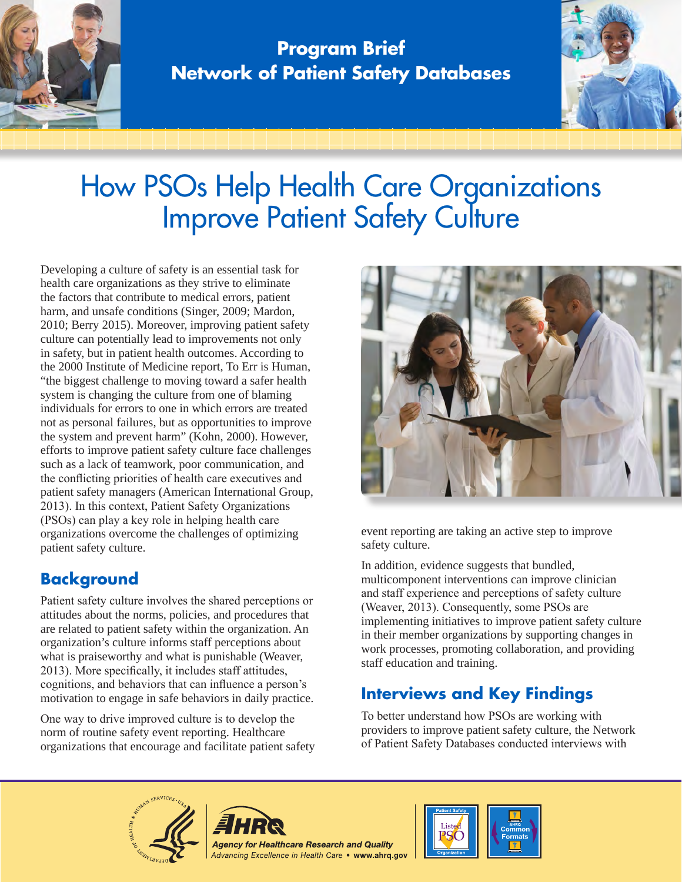**Program Brief**
**Network of Patient Safety Databases**

# How PSOs Help Health Care Organizations Improve Patient Safety Culture

Developing a culture of safety is an essential task for health care organizations as they strive to eliminate the factors that contribute to medical errors, patient harm, and unsafe conditions (Singer, 2009; Mardon, 2010; Berry 2015). Moreover, improving patient safety culture can potentially lead to improvements not only in safety, but in patient health outcomes. According to the 2000 Institute of Medicine report, To Err is Human, "the biggest challenge to moving toward a safer health system is changing the culture from one of blaming individuals for errors to one in which errors are treated not as personal failures, but as opportunities to improve the system and prevent harm" (Kohn, 2000). However, efforts to improve patient safety culture face challenges such as a lack of teamwork, poor communication, and the conflicting priorities of health care executives and patient safety managers (American International Group, 2013). In this context, Patient Safety Organizations (PSOs) can play a key role in helping health care organizations overcome the challenges of optimizing patient safety culture.

## Background

Patient safety culture involves the shared perceptions or attitudes about the norms, policies, and procedures that are related to patient safety within the organization. An organization's culture informs staff perceptions about what is praiseworthy and what is punishable (Weaver, 2013). More specifically, it includes staff attitudes, cognitions, and behaviors that can influence a person's motivation to engage in safe behaviors in daily practice.

One way to drive improved culture is to develop the norm of routine safety event reporting. Healthcare organizations that encourage and facilitate patient safety event reporting are taking an active step to improve safety culture.

In addition, evidence suggests that bundled, multicomponent interventions can improve clinician and staff experience and perceptions of safety culture (Weaver, 2013). Consequently, some PSOs are implementing initiatives to improve patient safety culture in their member organizations by supporting changes in work processes, promoting collaboration, and providing staff education and training.

## Interviews and Key Findings

To better understand how PSOs are working with providers to improve patient safety culture, the Network of Patient Safety Databases conducted interviews with

AHRQ Agency for Healthcare Research and Quality
*Advancing Excellence in Health Care* • www.ahrq.gov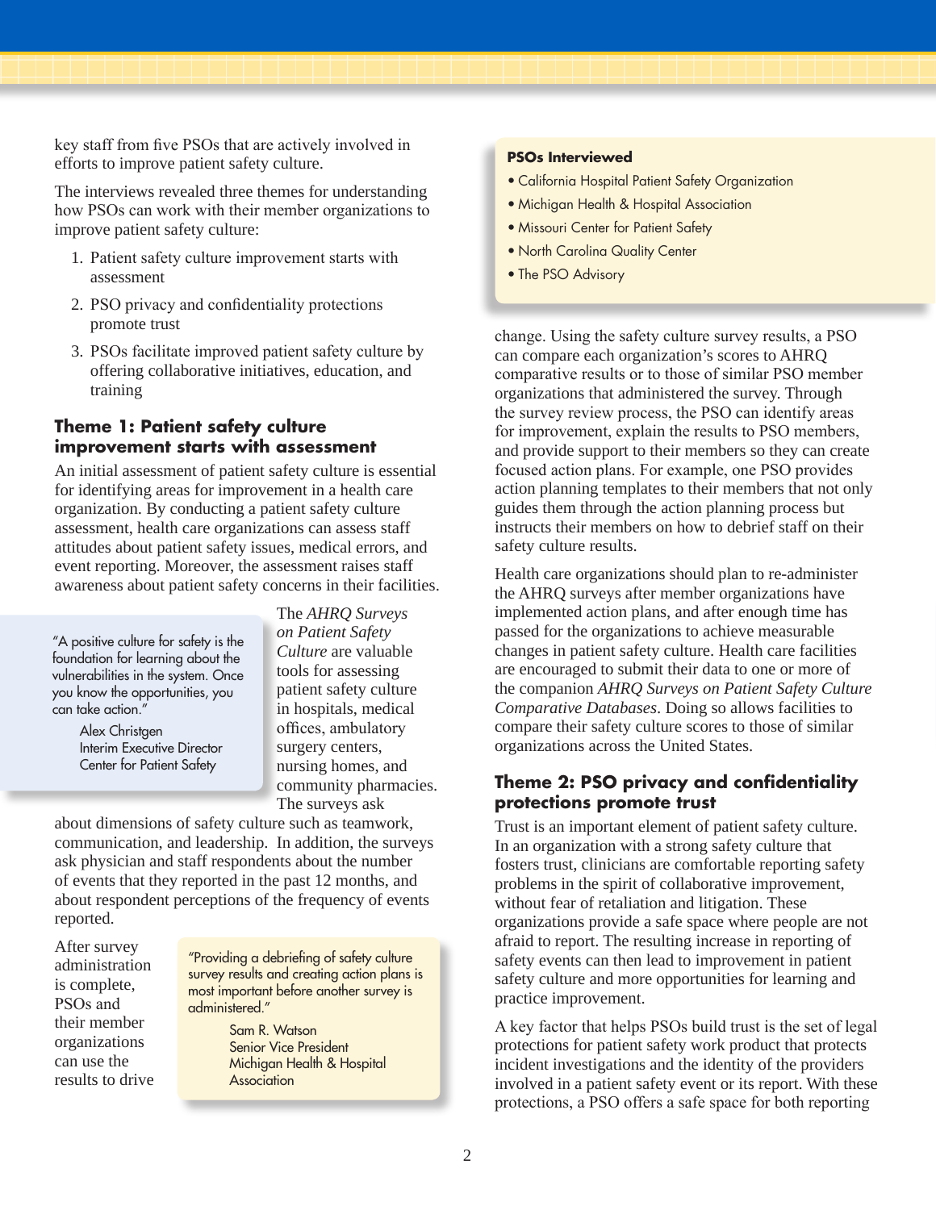key staff from five PSOs that are actively involved in efforts to improve patient safety culture.

The interviews revealed three themes for understanding how PSOs can work with their member organizations to improve patient safety culture:

1. Patient safety culture improvement starts with assessment
2. PSO privacy and confidentiality protections promote trust
3. PSOs facilitate improved patient safety culture by offering collaborative initiatives, education, and training

### Theme 1: Patient safety culture improvement starts with assessment

An initial assessment of patient safety culture is essential for identifying areas for improvement in a health care organization. By conducting a patient safety culture assessment, health care organizations can assess staff attitudes about patient safety issues, medical errors, and event reporting. Moreover, the assessment raises staff awareness about patient safety concerns in their facilities.

> "A positive culture for safety is the foundation for learning about the vulnerabilities in the system. Once you know the opportunities, you can take action."
>
> Alex Christgen
> Interim Executive Director
> Center for Patient Safety

The *AHRQ Surveys on Patient Safety Culture* are valuable tools for assessing patient safety culture in hospitals, medical offices, ambulatory surgery centers, nursing homes, and community pharmacies. The surveys ask about dimensions of safety culture such as teamwork, communication, and leadership. In addition, the surveys ask physician and staff respondents about the number of events that they reported in the past 12 months, and about respondent perceptions of the frequency of events reported.

> "Providing a debriefing of safety culture survey results and creating action plans is most important before another survey is administered."
>
> Sam R. Watson
> Senior Vice President
> Michigan Health & Hospital Association

After survey administration is complete, PSOs and their member organizations can use the results to drive change. Using the safety culture survey results, a PSO can compare each organization's scores to AHRQ comparative results or to those of similar PSO member organizations that administered the survey. Through the survey review process, the PSO can identify areas for improvement, explain the results to PSO members, and provide support to their members so they can create focused action plans. For example, one PSO provides action planning templates to their members that not only guides them through the action planning process but instructs their members on how to debrief staff on their safety culture results.

**PSOs Interviewed**

- California Hospital Patient Safety Organization
- Michigan Health & Hospital Association
- Missouri Center for Patient Safety
- North Carolina Quality Center
- The PSO Advisory

Health care organizations should plan to re-administer the AHRQ surveys after member organizations have implemented action plans, and after enough time has passed for the organizations to achieve measurable changes in patient safety culture. Health care facilities are encouraged to submit their data to one or more of the companion *AHRQ Surveys on Patient Safety Culture Comparative Databases*. Doing so allows facilities to compare their safety culture scores to those of similar organizations across the United States.

### Theme 2: PSO privacy and confidentiality protections promote trust

Trust is an important element of patient safety culture. In an organization with a strong safety culture that fosters trust, clinicians are comfortable reporting safety problems in the spirit of collaborative improvement, without fear of retaliation and litigation. These organizations provide a safe space where people are not afraid to report. The resulting increase in reporting of safety events can then lead to improvement in patient safety culture and more opportunities for learning and practice improvement.

A key factor that helps PSOs build trust is the set of legal protections for patient safety work product that protects incident investigations and the identity of the providers involved in a patient safety event or its report. With these protections, a PSO offers a safe space for both reporting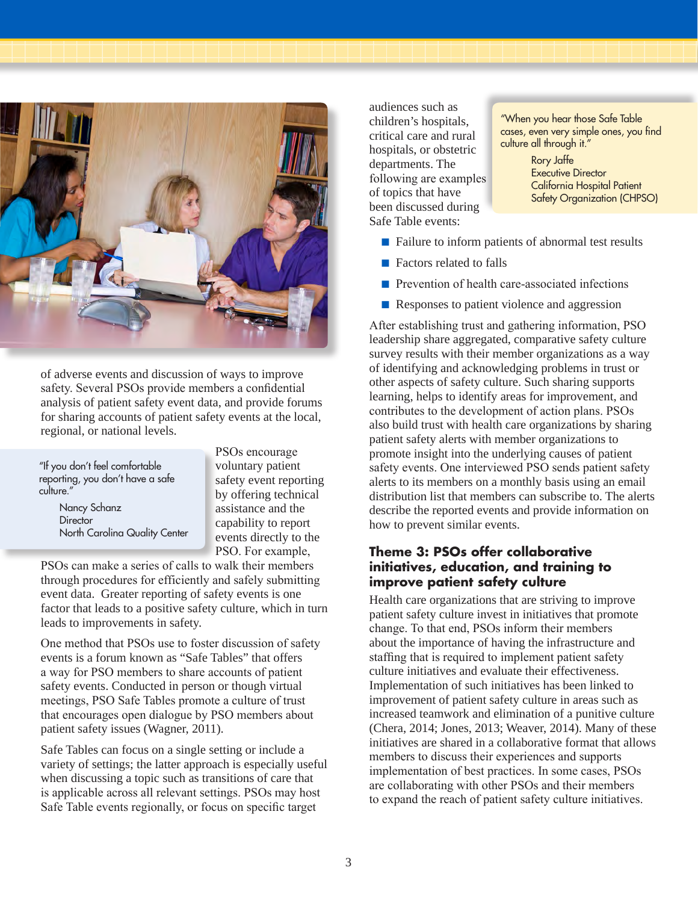of adverse events and discussion of ways to improve safety. Several PSOs provide members a confidential analysis of patient safety event data, and provide forums for sharing accounts of patient safety events at the local, regional, or national levels.

> "If you don't feel comfortable reporting, you don't have a safe culture."
>
> Nancy Schanz
> Director
> North Carolina Quality Center

PSOs encourage voluntary patient safety event reporting by offering technical assistance and the capability to report events directly to the PSO. For example, PSOs can make a series of calls to walk their members through procedures for efficiently and safely submitting event data. Greater reporting of safety events is one factor that leads to a positive safety culture, which in turn leads to improvements in safety.

One method that PSOs use to foster discussion of safety events is a forum known as "Safe Tables" that offers a way for PSO members to share accounts of patient safety events. Conducted in person or though virtual meetings, PSO Safe Tables promote a culture of trust that encourages open dialogue by PSO members about patient safety issues (Wagner, 2011).

Safe Tables can focus on a single setting or include a variety of settings; the latter approach is especially useful when discussing a topic such as transitions of care that is applicable across all relevant settings. PSOs may host Safe Table events regionally, or focus on specific target audiences such as children's hospitals, critical care and rural hospitals, or obstetric departments. The following are examples of topics that have been discussed during Safe Table events:

> "When you hear those Safe Table cases, even very simple ones, you find culture all through it."
>
> Rory Jaffe
> Executive Director
> California Hospital Patient Safety Organization (CHPSO)

- Failure to inform patients of abnormal test results
- Factors related to falls
- Prevention of health care-associated infections
- Responses to patient violence and aggression

After establishing trust and gathering information, PSO leadership share aggregated, comparative safety culture survey results with their member organizations as a way of identifying and acknowledging problems in trust or other aspects of safety culture. Such sharing supports learning, helps to identify areas for improvement, and contributes to the development of action plans. PSOs also build trust with health care organizations by sharing patient safety alerts with member organizations to promote insight into the underlying causes of patient safety events. One interviewed PSO sends patient safety alerts to its members on a monthly basis using an email distribution list that members can subscribe to. The alerts describe the reported events and provide information on how to prevent similar events.

## Theme 3: PSOs offer collaborative initiatives, education, and training to improve patient safety culture

Health care organizations that are striving to improve patient safety culture invest in initiatives that promote change. To that end, PSOs inform their members about the importance of having the infrastructure and staffing that is required to implement patient safety culture initiatives and evaluate their effectiveness. Implementation of such initiatives has been linked to improvement of patient safety culture in areas such as increased teamwork and elimination of a punitive culture (Chera, 2014; Jones, 2013; Weaver, 2014). Many of these initiatives are shared in a collaborative format that allows members to discuss their experiences and supports implementation of best practices. In some cases, PSOs are collaborating with other PSOs and their members to expand the reach of patient safety culture initiatives.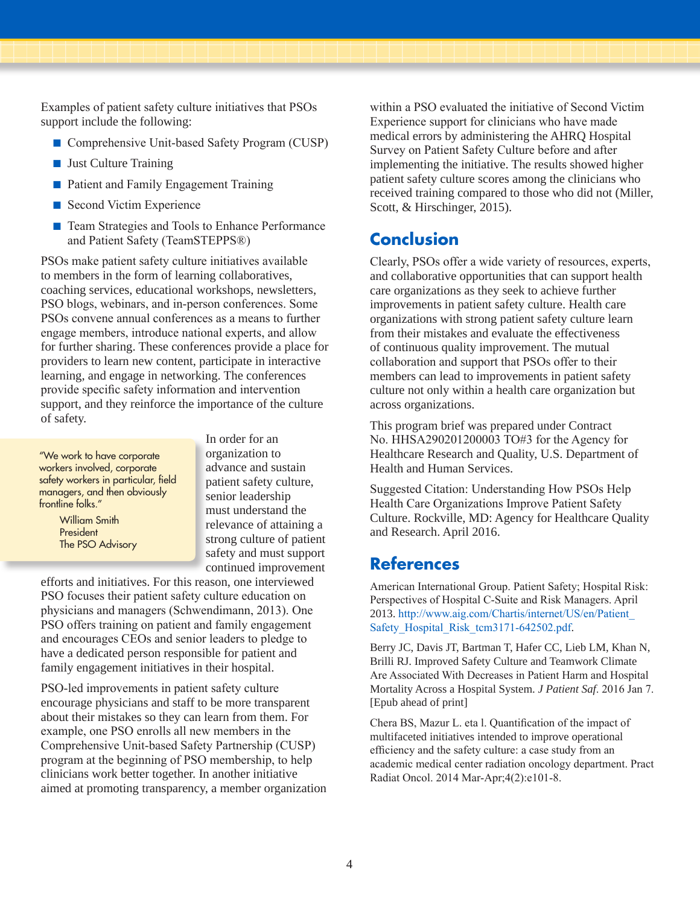Examples of patient safety culture initiatives that PSOs support include the following:

- Comprehensive Unit-based Safety Program (CUSP)
- Just Culture Training
- Patient and Family Engagement Training
- Second Victim Experience
- Team Strategies and Tools to Enhance Performance and Patient Safety (TeamSTEPPS®)

PSOs make patient safety culture initiatives available to members in the form of learning collaboratives, coaching services, educational workshops, newsletters, PSO blogs, webinars, and in-person conferences. Some PSOs convene annual conferences as a means to further engage members, introduce national experts, and allow for further sharing. These conferences provide a place for providers to learn new content, participate in interactive learning, and engage in networking. The conferences provide specific safety information and intervention support, and they reinforce the importance of the culture of safety.

> "We work to have corporate workers involved, corporate safety workers in particular, field managers, and then obviously frontline folks."
>
> William Smith
> President
> The PSO Advisory

In order for an organization to advance and sustain patient safety culture, senior leadership must understand the relevance of attaining a strong culture of patient safety and must support continued improvement efforts and initiatives. For this reason, one interviewed PSO focuses their patient safety culture education on physicians and managers (Schwendimann, 2013). One PSO offers training on patient and family engagement and encourages CEOs and senior leaders to pledge to have a dedicated person responsible for patient and family engagement initiatives in their hospital.

PSO-led improvements in patient safety culture encourage physicians and staff to be more transparent about their mistakes so they can learn from them. For example, one PSO enrolls all new members in the Comprehensive Unit-based Safety Partnership (CUSP) program at the beginning of PSO membership, to help clinicians work better together. In another initiative aimed at promoting transparency, a member organization within a PSO evaluated the initiative of Second Victim Experience support for clinicians who have made medical errors by administering the AHRQ Hospital Survey on Patient Safety Culture before and after implementing the initiative. The results showed higher patient safety culture scores among the clinicians who received training compared to those who did not (Miller, Scott, & Hirschinger, 2015).

## Conclusion

Clearly, PSOs offer a wide variety of resources, experts, and collaborative opportunities that can support health care organizations as they seek to achieve further improvements in patient safety culture. Health care organizations with strong patient safety culture learn from their mistakes and evaluate the effectiveness of continuous quality improvement. The mutual collaboration and support that PSOs offer to their members can lead to improvements in patient safety culture not only within a health care organization but across organizations.

This program brief was prepared under Contract No. HHSA290201200003 TO#3 for the Agency for Healthcare Research and Quality, U.S. Department of Health and Human Services.

Suggested Citation: Understanding How PSOs Help Health Care Organizations Improve Patient Safety Culture. Rockville, MD: Agency for Healthcare Quality and Research. April 2016.

## References

American International Group. Patient Safety; Hospital Risk: Perspectives of Hospital C-Suite and Risk Managers. April 2013. http://www.aig.com/Chartis/internet/US/en/Patient_Safety_Hospital_Risk_tcm3171-642502.pdf.

Berry JC, Davis JT, Bartman T, Hafer CC, Lieb LM, Khan N, Brilli RJ. Improved Safety Culture and Teamwork Climate Are Associated With Decreases in Patient Harm and Hospital Mortality Across a Hospital System. *J Patient Saf*. 2016 Jan 7. [Epub ahead of print]

Chera BS, Mazur L. eta l. Quantification of the impact of multifaceted initiatives intended to improve operational efficiency and the safety culture: a case study from an academic medical center radiation oncology department. Pract Radiat Oncol. 2014 Mar-Apr;4(2):e101-8.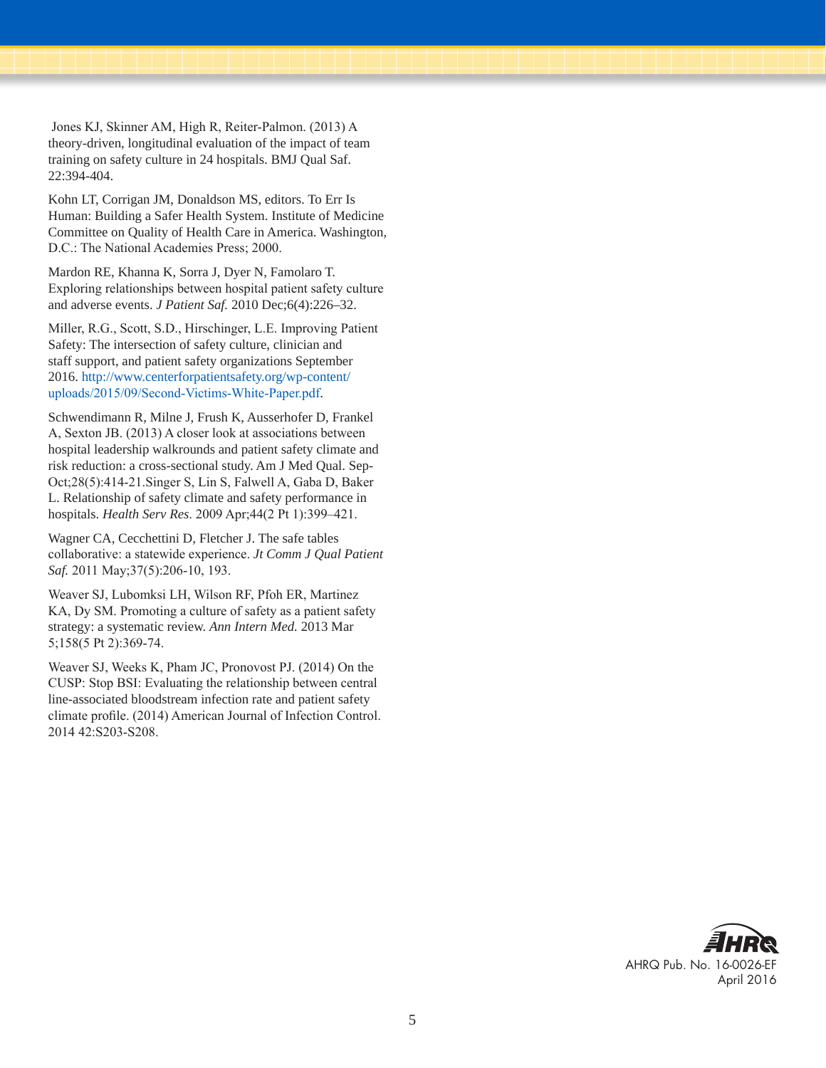Jones KJ, Skinner AM, High R, Reiter-Palmon. (2013) A theory-driven, longitudinal evaluation of the impact of team training on safety culture in 24 hospitals. BMJ Qual Saf. 22:394-404.

Kohn LT, Corrigan JM, Donaldson MS, editors. To Err Is Human: Building a Safer Health System. Institute of Medicine Committee on Quality of Health Care in America. Washington, D.C.: The National Academies Press; 2000.

Mardon RE, Khanna K, Sorra J, Dyer N, Famolaro T. Exploring relationships between hospital patient safety culture and adverse events. *J Patient Saf.* 2010 Dec;6(4):226–32.

Miller, R.G., Scott, S.D., Hirschinger, L.E. Improving Patient Safety: The intersection of safety culture, clinician and staff support, and patient safety organizations September 2016. http://www.centerforpatientsafety.org/wp-content/uploads/2015/09/Second-Victims-White-Paper.pdf.

Schwendimann R, Milne J, Frush K, Ausserhofer D, Frankel A, Sexton JB. (2013) A closer look at associations between hospital leadership walkrounds and patient safety climate and risk reduction: a cross-sectional study. Am J Med Qual. Sep-Oct;28(5):414-21.Singer S, Lin S, Falwell A, Gaba D, Baker L. Relationship of safety climate and safety performance in hospitals. *Health Serv Res*. 2009 Apr;44(2 Pt 1):399–421.

Wagner CA, Cecchettini D, Fletcher J. The safe tables collaborative: a statewide experience. *Jt Comm J Qual Patient Saf.* 2011 May;37(5):206-10, 193.

Weaver SJ, Lubomksi LH, Wilson RF, Pfoh ER, Martinez KA, Dy SM. Promoting a culture of safety as a patient safety strategy: a systematic review. *Ann Intern Med.* 2013 Mar 5;158(5 Pt 2):369-74.

Weaver SJ, Weeks K, Pham JC, Pronovost PJ. (2014) On the CUSP: Stop BSI: Evaluating the relationship between central line-associated bloodstream infection rate and patient safety climate profile. (2014) American Journal of Infection Control. 2014 42:S203-S208.

AHRQ

AHRQ Pub. No. 16-0026-EF
April 2016